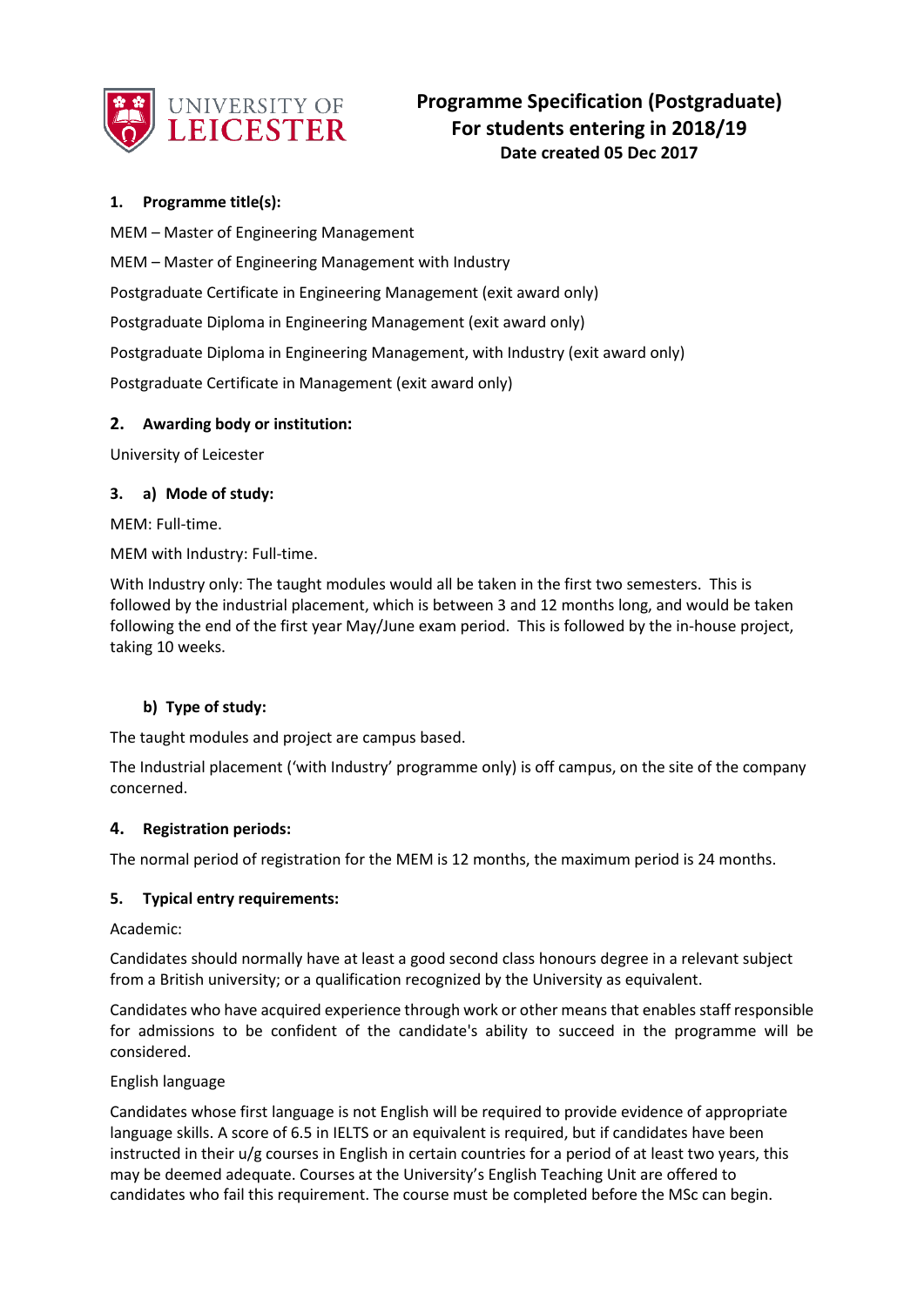# Programme Specification (Postgraduate)
## For students entering in 2018/19
**Date created 05 Dec 2017**

### 1. Programme title(s):

MEM – Master of Engineering Management

MEM – Master of Engineering Management with Industry

Postgraduate Certificate in Engineering Management (exit award only)

Postgraduate Diploma in Engineering Management (exit award only)

Postgraduate Diploma in Engineering Management, with Industry (exit award only)

Postgraduate Certificate in Management (exit award only)

### 2. Awarding body or institution:

University of Leicester

### 3. a) Mode of study:

MEM: Full-time.

MEM with Industry: Full-time.

With Industry only: The taught modules would all be taken in the first two semesters. This is followed by the industrial placement, which is between 3 and 12 months long, and would be taken following the end of the first year May/June exam period. This is followed by the in-house project, taking 10 weeks.

#### b) Type of study:

The taught modules and project are campus based.

The Industrial placement ('with Industry' programme only) is off campus, on the site of the company concerned.

### 4. Registration periods:

The normal period of registration for the MEM is 12 months, the maximum period is 24 months.

### 5. Typical entry requirements:

Academic:

Candidates should normally have at least a good second class honours degree in a relevant subject from a British university; or a qualification recognized by the University as equivalent.

Candidates who have acquired experience through work or other means that enables staff responsible for admissions to be confident of the candidate's ability to succeed in the programme will be considered.

English language

Candidates whose first language is not English will be required to provide evidence of appropriate language skills. A score of 6.5 in IELTS or an equivalent is required, but if candidates have been instructed in their u/g courses in English in certain countries for a period of at least two years, this may be deemed adequate. Courses at the University's English Teaching Unit are offered to candidates who fail this requirement. The course must be completed before the MSc can begin.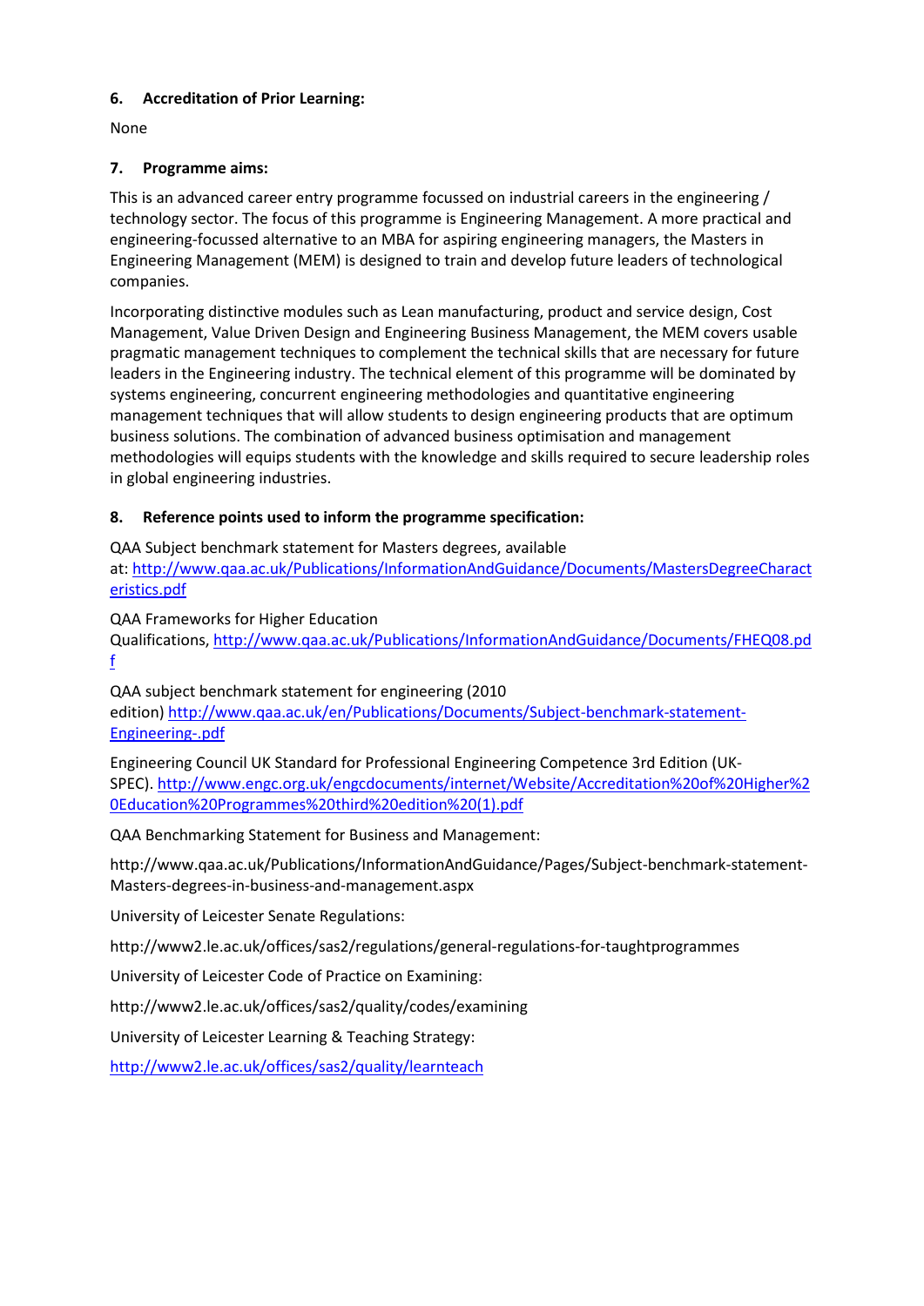**6. Accreditation of Prior Learning:**

None

**7. Programme aims:**

This is an advanced career entry programme focussed on industrial careers in the engineering / technology sector. The focus of this programme is Engineering Management. A more practical and engineering-focussed alternative to an MBA for aspiring engineering managers, the Masters in Engineering Management (MEM) is designed to train and develop future leaders of technological companies.

Incorporating distinctive modules such as Lean manufacturing, product and service design, Cost Management, Value Driven Design and Engineering Business Management, the MEM covers usable pragmatic management techniques to complement the technical skills that are necessary for future leaders in the Engineering industry. The technical element of this programme will be dominated by systems engineering, concurrent engineering methodologies and quantitative engineering management techniques that will allow students to design engineering products that are optimum business solutions. The combination of advanced business optimisation and management methodologies will equips students with the knowledge and skills required to secure leadership roles in global engineering industries.

**8. Reference points used to inform the programme specification:**

QAA Subject benchmark statement for Masters degrees, available at: http://www.qaa.ac.uk/Publications/InformationAndGuidance/Documents/MastersDegreeCharacteristics.pdf

QAA Frameworks for Higher Education Qualifications, http://www.qaa.ac.uk/Publications/InformationAndGuidance/Documents/FHEQ08.pdf

QAA subject benchmark statement for engineering (2010 edition) http://www.qaa.ac.uk/en/Publications/Documents/Subject-benchmark-statement-Engineering-.pdf

Engineering Council UK Standard for Professional Engineering Competence 3rd Edition (UK-SPEC). http://www.engc.org.uk/engcdocuments/internet/Website/Accreditation%20of%20Higher%20Education%20Programmes%20third%20edition%20(1).pdf

QAA Benchmarking Statement for Business and Management:

http://www.qaa.ac.uk/Publications/InformationAndGuidance/Pages/Subject-benchmark-statement-Masters-degrees-in-business-and-management.aspx

University of Leicester Senate Regulations:

http://www2.le.ac.uk/offices/sas2/regulations/general-regulations-for-taughtprogrammes

University of Leicester Code of Practice on Examining:

http://www2.le.ac.uk/offices/sas2/quality/codes/examining

University of Leicester Learning & Teaching Strategy:

http://www2.le.ac.uk/offices/sas2/quality/learnteach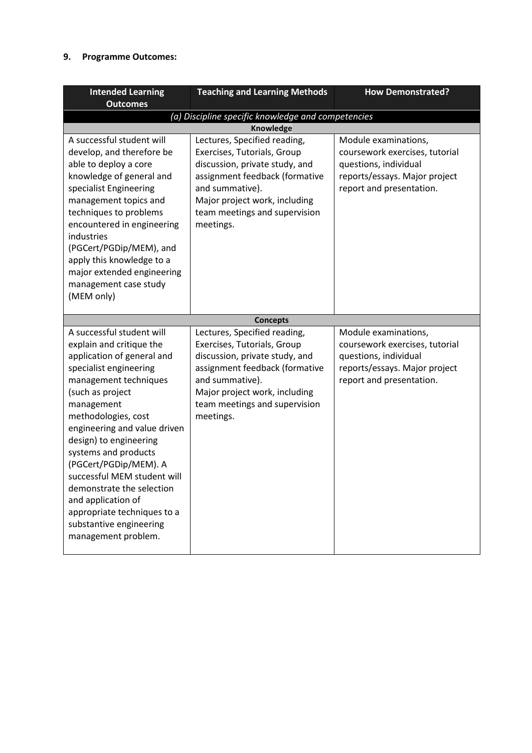## 9. Programme Outcomes:

| Intended Learning Outcomes | Teaching and Learning Methods | How Demonstrated? |
|---|---|---|
| *(a) Discipline specific knowledge and competencies* | | |
| **Knowledge** | | |
| A successful student will develop, and therefore be able to deploy a core knowledge of general and specialist Engineering management topics and techniques to problems encountered in engineering industries (PGCert/PGDip/MEM), and apply this knowledge to a major extended engineering management case study (MEM only) | Lectures, Specified reading, Exercises, Tutorials, Group discussion, private study, and assignment feedback (formative and summative).<br>Major project work, including team meetings and supervision meetings. | Module examinations, coursework exercises, tutorial questions, individual reports/essays. Major project report and presentation. |
| **Concepts** | | |
| A successful student will explain and critique the application of general and specialist engineering management techniques (such as project management methodologies, cost engineering and value driven design) to engineering systems and products (PGCert/PGDip/MEM). A successful MEM student will demonstrate the selection and application of appropriate techniques to a substantive engineering management problem. | Lectures, Specified reading, Exercises, Tutorials, Group discussion, private study, and assignment feedback (formative and summative).<br>Major project work, including team meetings and supervision meetings. | Module examinations, coursework exercises, tutorial questions, individual reports/essays. Major project report and presentation. |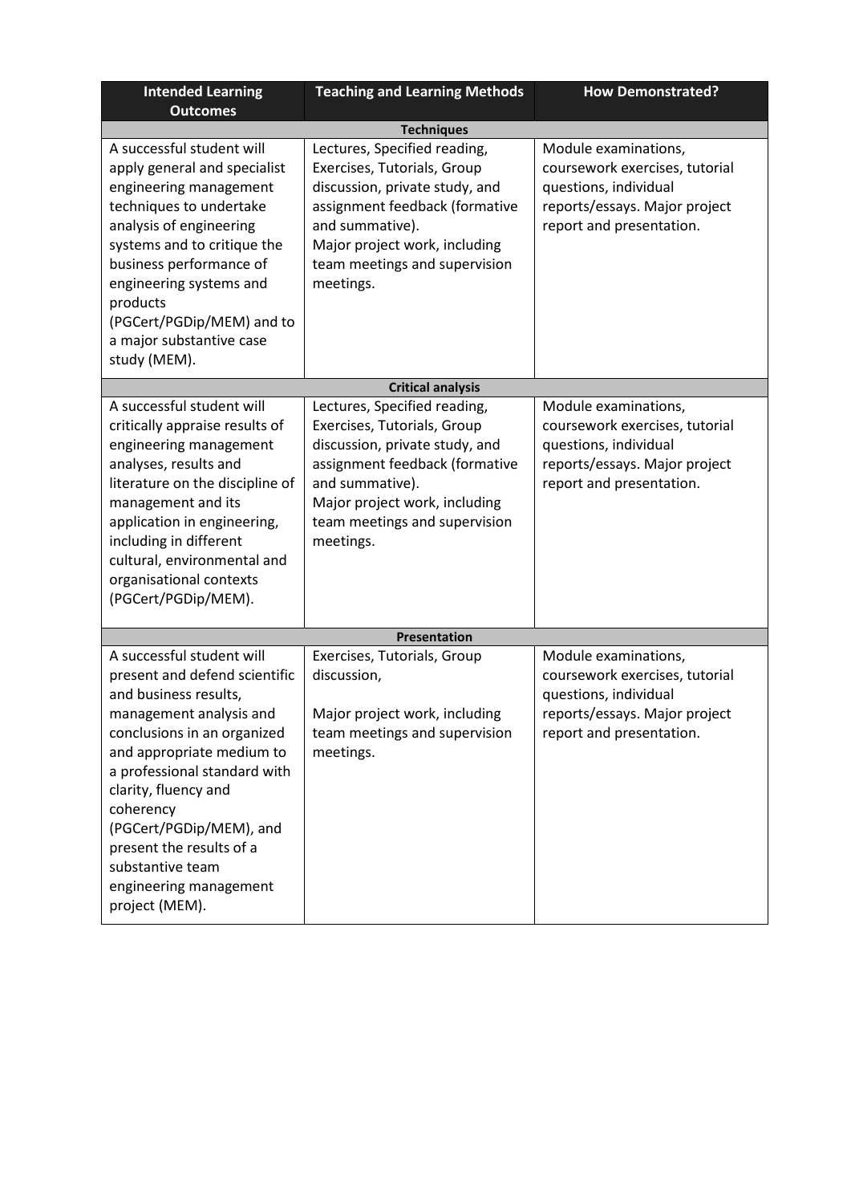| Intended Learning Outcomes | Teaching and Learning Methods | How Demonstrated? |
|---|---|---|
| **Techniques** | | |
| A successful student will apply general and specialist engineering management techniques to undertake analysis of engineering systems and to critique the business performance of engineering systems and products (PGCert/PGDip/MEM) and to a major substantive case study (MEM). | Lectures, Specified reading, Exercises, Tutorials, Group discussion, private study, and assignment feedback (formative and summative).<br>Major project work, including team meetings and supervision meetings. | Module examinations, coursework exercises, tutorial questions, individual reports/essays. Major project report and presentation. |
| **Critical analysis** | | |
| A successful student will critically appraise results of engineering management analyses, results and literature on the discipline of management and its application in engineering, including in different cultural, environmental and organisational contexts (PGCert/PGDip/MEM). | Lectures, Specified reading, Exercises, Tutorials, Group discussion, private study, and assignment feedback (formative and summative).<br>Major project work, including team meetings and supervision meetings. | Module examinations, coursework exercises, tutorial questions, individual reports/essays. Major project report and presentation. |
| **Presentation** | | |
| A successful student will present and defend scientific and business results, management analysis and conclusions in an organized and appropriate medium to a professional standard with clarity, fluency and coherency (PGCert/PGDip/MEM), and present the results of a substantive team engineering management project (MEM). | Exercises, Tutorials, Group discussion,<br><br>Major project work, including team meetings and supervision meetings. | Module examinations, coursework exercises, tutorial questions, individual reports/essays. Major project report and presentation. |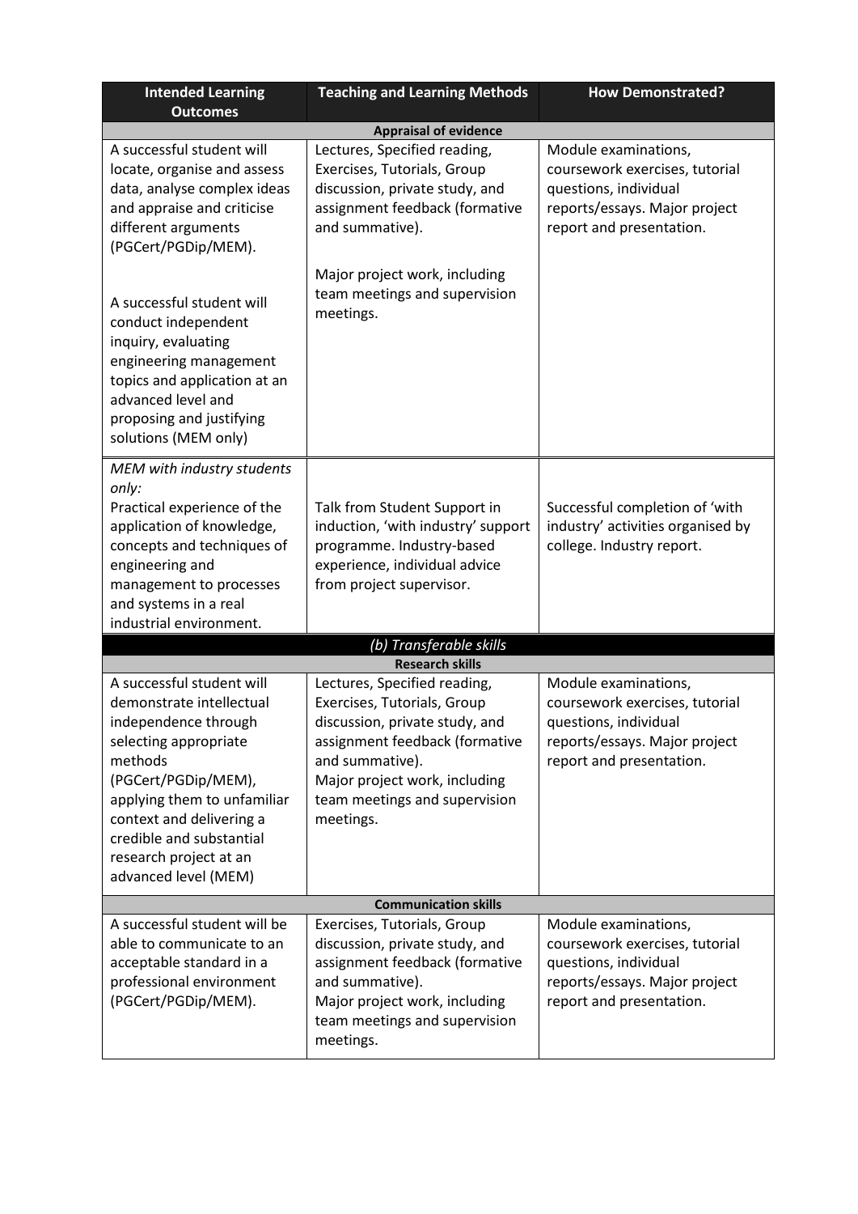| Intended Learning Outcomes | Teaching and Learning Methods | How Demonstrated? |
|---|---|---|
| **Appraisal of evidence** | | |
| A successful student will locate, organise and assess data, analyse complex ideas and appraise and criticise different arguments (PGCert/PGDip/MEM).<br><br>A successful student will conduct independent inquiry, evaluating engineering management topics and application at an advanced level and proposing and justifying solutions (MEM only) | Lectures, Specified reading, Exercises, Tutorials, Group discussion, private study, and assignment feedback (formative and summative).<br><br>Major project work, including team meetings and supervision meetings. | Module examinations, coursework exercises, tutorial questions, individual reports/essays. Major project report and presentation. |
| *MEM with industry students only:*<br>Practical experience of the application of knowledge, concepts and techniques of engineering and management to processes and systems in a real industrial environment. | Talk from Student Support in induction, 'with industry' support programme. Industry-based experience, individual advice from project supervisor. | Successful completion of 'with industry' activities organised by college. Industry report. |
| ***(b) Transferable skills*** | | |
| **Research skills** | | |
| A successful student will demonstrate intellectual independence through selecting appropriate methods (PGCert/PGDip/MEM), applying them to unfamiliar context and delivering a credible and substantial research project at an advanced level (MEM) | Lectures, Specified reading, Exercises, Tutorials, Group discussion, private study, and assignment feedback (formative and summative).<br>Major project work, including team meetings and supervision meetings. | Module examinations, coursework exercises, tutorial questions, individual reports/essays. Major project report and presentation. |
| **Communication skills** | | |
| A successful student will be able to communicate to an acceptable standard in a professional environment (PGCert/PGDip/MEM). | Exercises, Tutorials, Group discussion, private study, and assignment feedback (formative and summative).<br>Major project work, including team meetings and supervision meetings. | Module examinations, coursework exercises, tutorial questions, individual reports/essays. Major project report and presentation. |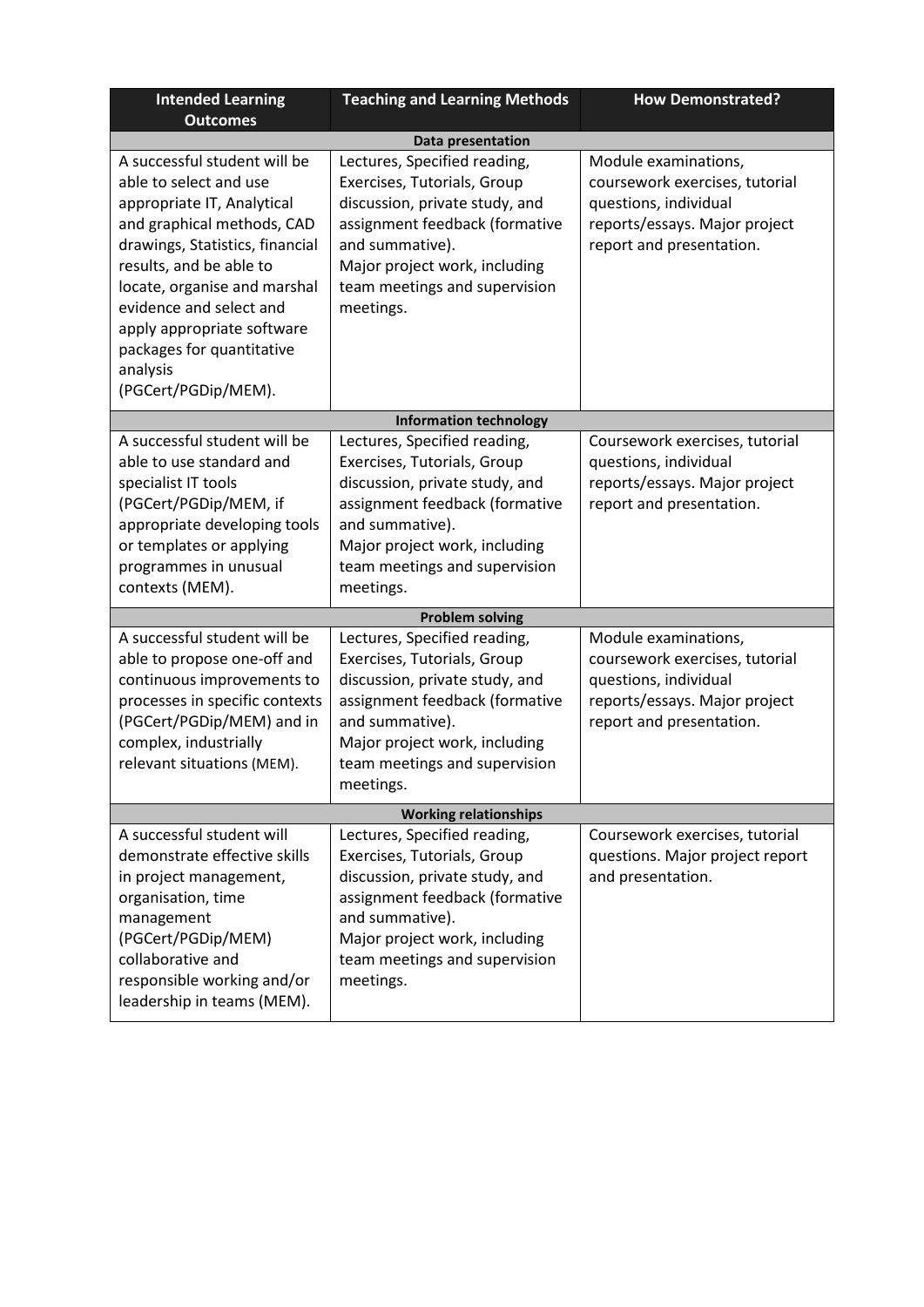| Intended Learning Outcomes | Teaching and Learning Methods | How Demonstrated? |
|---|---|---|
| **Data presentation** | | |
| A successful student will be able to select and use appropriate IT, Analytical and graphical methods, CAD drawings, Statistics, financial results, and be able to locate, organise and marshal evidence and select and apply appropriate software packages for quantitative analysis (PGCert/PGDip/MEM). | Lectures, Specified reading, Exercises, Tutorials, Group discussion, private study, and assignment feedback (formative and summative). Major project work, including team meetings and supervision meetings. | Module examinations, coursework exercises, tutorial questions, individual reports/essays. Major project report and presentation. |
| **Information technology** | | |
| A successful student will be able to use standard and specialist IT tools (PGCert/PGDip/MEM, if appropriate developing tools or templates or applying programmes in unusual contexts (MEM). | Lectures, Specified reading, Exercises, Tutorials, Group discussion, private study, and assignment feedback (formative and summative). Major project work, including team meetings and supervision meetings. | Coursework exercises, tutorial questions, individual reports/essays. Major project report and presentation. |
| **Problem solving** | | |
| A successful student will be able to propose one-off and continuous improvements to processes in specific contexts (PGCert/PGDip/MEM) and in complex, industrially relevant situations (MEM). | Lectures, Specified reading, Exercises, Tutorials, Group discussion, private study, and assignment feedback (formative and summative). Major project work, including team meetings and supervision meetings. | Module examinations, coursework exercises, tutorial questions, individual reports/essays. Major project report and presentation. |
| **Working relationships** | | |
| A successful student will demonstrate effective skills in project management, organisation, time management (PGCert/PGDip/MEM) collaborative and responsible working and/or leadership in teams (MEM). | Lectures, Specified reading, Exercises, Tutorials, Group discussion, private study, and assignment feedback (formative and summative). Major project work, including team meetings and supervision meetings. | Coursework exercises, tutorial questions. Major project report and presentation. |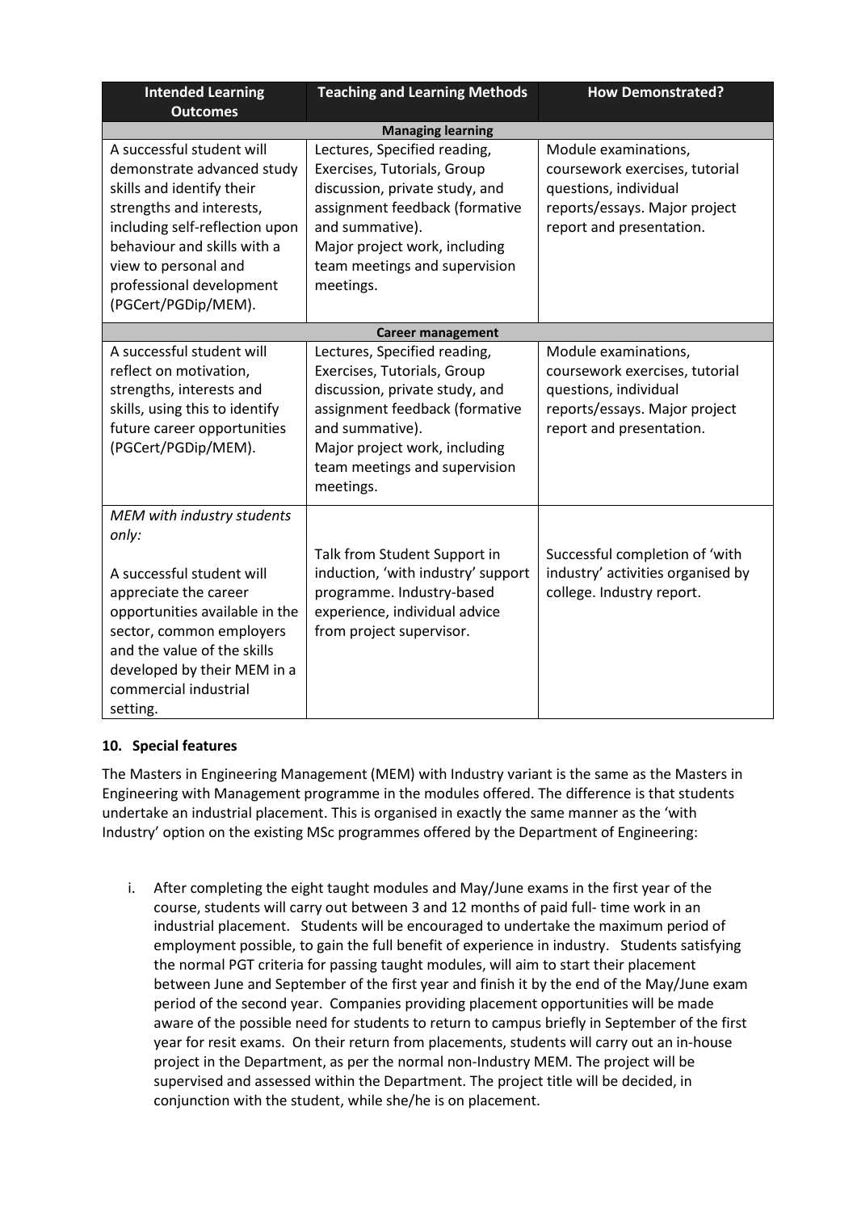| Intended Learning Outcomes | Teaching and Learning Methods | How Demonstrated? |
|---|---|---|
| **Managing learning** | | |
| A successful student will demonstrate advanced study skills and identify their strengths and interests, including self-reflection upon behaviour and skills with a view to personal and professional development (PGCert/PGDip/MEM). | Lectures, Specified reading, Exercises, Tutorials, Group discussion, private study, and assignment feedback (formative and summative).<br>Major project work, including team meetings and supervision meetings. | Module examinations, coursework exercises, tutorial questions, individual reports/essays. Major project report and presentation. |
| **Career management** | | |
| A successful student will reflect on motivation, strengths, interests and skills, using this to identify future career opportunities (PGCert/PGDip/MEM). | Lectures, Specified reading, Exercises, Tutorials, Group discussion, private study, and assignment feedback (formative and summative).<br>Major project work, including team meetings and supervision meetings. | Module examinations, coursework exercises, tutorial questions, individual reports/essays. Major project report and presentation. |
| *MEM with industry students only:*<br><br>A successful student will appreciate the career opportunities available in the sector, common employers and the value of the skills developed by their MEM in a commercial industrial setting. | Talk from Student Support in induction, 'with industry' support programme. Industry-based experience, individual advice from project supervisor. | Successful completion of 'with industry' activities organised by college. Industry report. |

### 10. Special features

The Masters in Engineering Management (MEM) with Industry variant is the same as the Masters in Engineering with Management programme in the modules offered. The difference is that students undertake an industrial placement. This is organised in exactly the same manner as the 'with Industry' option on the existing MSc programmes offered by the Department of Engineering:

i. After completing the eight taught modules and May/June exams in the first year of the course, students will carry out between 3 and 12 months of paid full- time work in an industrial placement. Students will be encouraged to undertake the maximum period of employment possible, to gain the full benefit of experience in industry. Students satisfying the normal PGT criteria for passing taught modules, will aim to start their placement between June and September of the first year and finish it by the end of the May/June exam period of the second year. Companies providing placement opportunities will be made aware of the possible need for students to return to campus briefly in September of the first year for resit exams. On their return from placements, students will carry out an in-house project in the Department, as per the normal non-Industry MEM. The project will be supervised and assessed within the Department. The project title will be decided, in conjunction with the student, while she/he is on placement.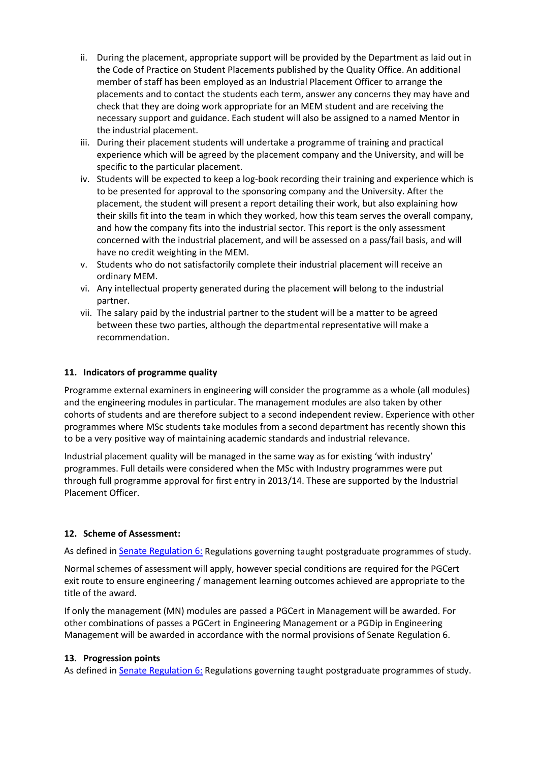ii. During the placement, appropriate support will be provided by the Department as laid out in the Code of Practice on Student Placements published by the Quality Office. An additional member of staff has been employed as an Industrial Placement Officer to arrange the placements and to contact the students each term, answer any concerns they may have and check that they are doing work appropriate for an MEM student and are receiving the necessary support and guidance. Each student will also be assigned to a named Mentor in the industrial placement.
iii. During their placement students will undertake a programme of training and practical experience which will be agreed by the placement company and the University, and will be specific to the particular placement.
iv. Students will be expected to keep a log-book recording their training and experience which is to be presented for approval to the sponsoring company and the University. After the placement, the student will present a report detailing their work, but also explaining how their skills fit into the team in which they worked, how this team serves the overall company, and how the company fits into the industrial sector. This report is the only assessment concerned with the industrial placement, and will be assessed on a pass/fail basis, and will have no credit weighting in the MEM.
v. Students who do not satisfactorily complete their industrial placement will receive an ordinary MEM.
vi. Any intellectual property generated during the placement will belong to the industrial partner.
vii. The salary paid by the industrial partner to the student will be a matter to be agreed between these two parties, although the departmental representative will make a recommendation.

## 11. Indicators of programme quality

Programme external examiners in engineering will consider the programme as a whole (all modules) and the engineering modules in particular. The management modules are also taken by other cohorts of students and are therefore subject to a second independent review. Experience with other programmes where MSc students take modules from a second department has recently shown this to be a very positive way of maintaining academic standards and industrial relevance.

Industrial placement quality will be managed in the same way as for existing 'with industry' programmes. Full details were considered when the MSc with Industry programmes were put through full programme approval for first entry in 2013/14. These are supported by the Industrial Placement Officer.

## 12. Scheme of Assessment:

As defined in Senate Regulation 6: Regulations governing taught postgraduate programmes of study.

Normal schemes of assessment will apply, however special conditions are required for the PGCert exit route to ensure engineering / management learning outcomes achieved are appropriate to the title of the award.

If only the management (MN) modules are passed a PGCert in Management will be awarded. For other combinations of passes a PGCert in Engineering Management or a PGDip in Engineering Management will be awarded in accordance with the normal provisions of Senate Regulation 6.

## 13. Progression points

As defined in Senate Regulation 6: Regulations governing taught postgraduate programmes of study.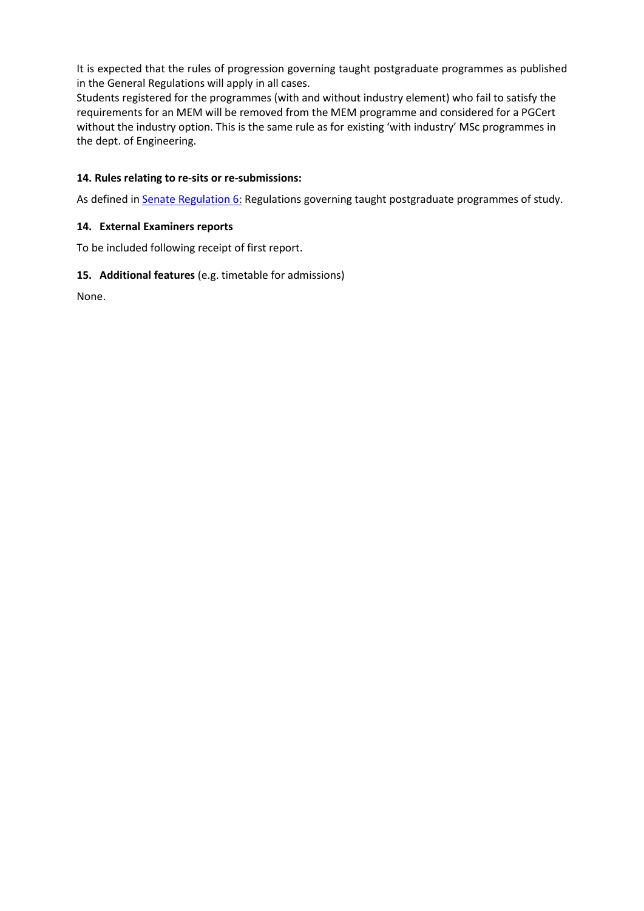It is expected that the rules of progression governing taught postgraduate programmes as published in the General Regulations will apply in all cases.
Students registered for the programmes (with and without industry element) who fail to satisfy the requirements for an MEM will be removed from the MEM programme and considered for a PGCert without the industry option. This is the same rule as for existing 'with industry' MSc programmes in the dept. of Engineering.

### 14. Rules relating to re-sits or re-submissions:

As defined in Senate Regulation 6: Regulations governing taught postgraduate programmes of study.

### 14. External Examiners reports

To be included following receipt of first report.

### 15. Additional features (e.g. timetable for admissions)

None.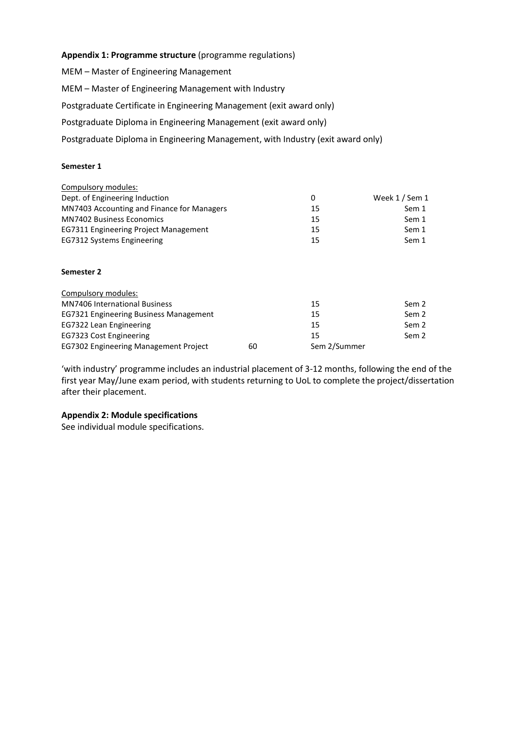**Appendix 1: Programme structure** (programme regulations)

MEM – Master of Engineering Management

MEM – Master of Engineering Management with Industry

Postgraduate Certificate in Engineering Management (exit award only)

Postgraduate Diploma in Engineering Management (exit award only)

Postgraduate Diploma in Engineering Management, with Industry (exit award only)

**Semester 1**

| | | |
|---|---|---|
| Compulsory modules: | | |
| Dept. of Engineering Induction | 0 | Week 1 / Sem 1 |
| MN7403 Accounting and Finance for Managers | 15 | Sem 1 |
| MN7402 Business Economics | 15 | Sem 1 |
| EG7311 Engineering Project Management | 15 | Sem 1 |
| EG7312 Systems Engineering | 15 | Sem 1 |

**Semester 2**

| | | |
|---|---|---|
| Compulsory modules: | | |
| MN7406 International Business | 15 | Sem 2 |
| EG7321 Engineering Business Management | 15 | Sem 2 |
| EG7322 Lean Engineering | 15 | Sem 2 |
| EG7323 Cost Engineering | 15 | Sem 2 |
| EG7302 Engineering Management Project | 60 | Sem 2/Summer |

'with industry' programme includes an industrial placement of 3-12 months, following the end of the first year May/June exam period, with students returning to UoL to complete the project/dissertation after their placement.

**Appendix 2: Module specifications**

See individual module specifications.